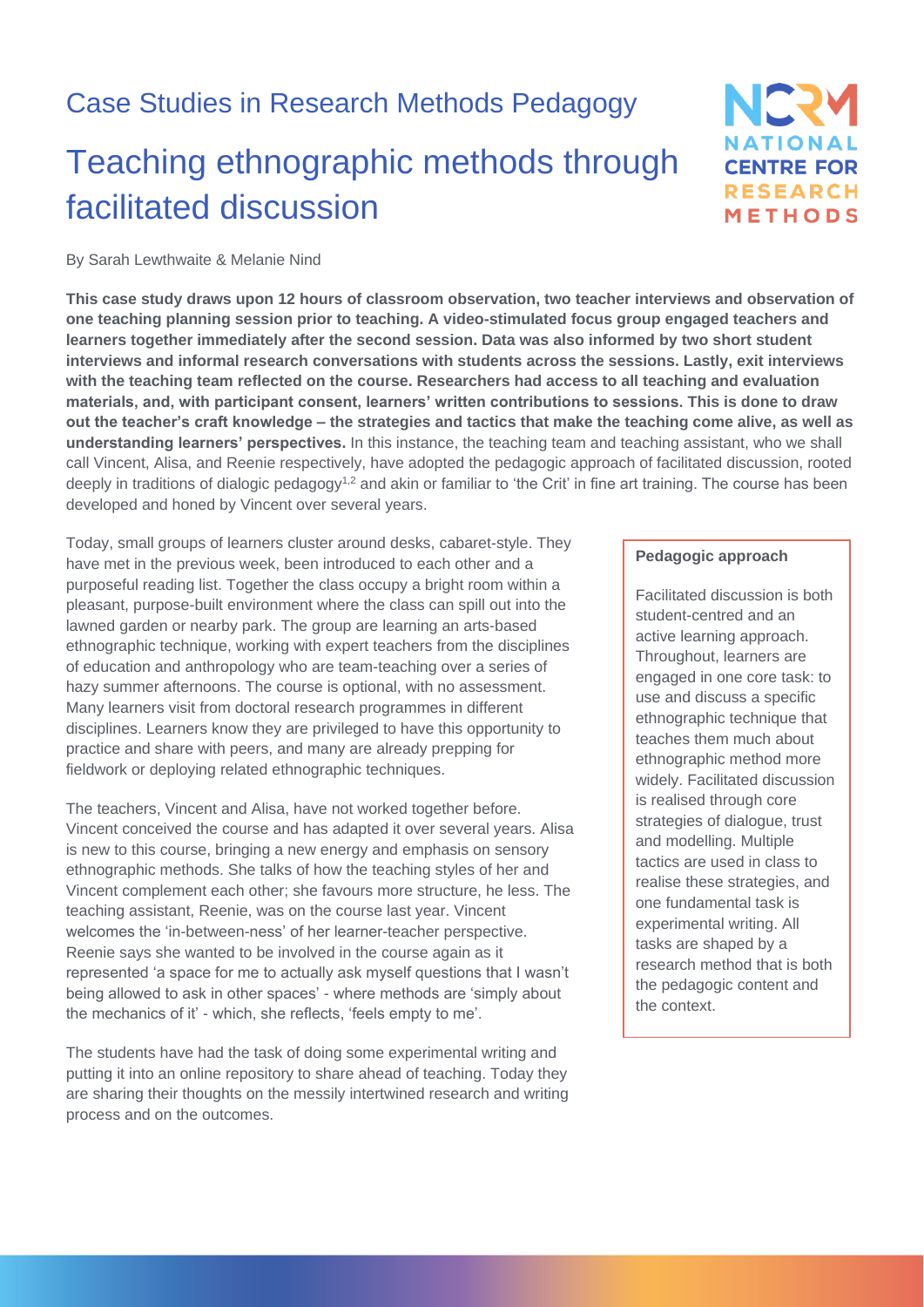Case Studies in Research Methods Pedagogy

# Teaching ethnographic methods through facilitated discussion

By Sarah Lewthwaite & Melanie Nind

**This case study draws upon 12 hours of classroom observation, two teacher interviews and observation of one teaching planning session prior to teaching. A video-stimulated focus group engaged teachers and learners together immediately after the second session. Data was also informed by two short student interviews and informal research conversations with students across the sessions. Lastly, exit interviews with the teaching team reflected on the course. Researchers had access to all teaching and evaluation materials, and, with participant consent, learners' written contributions to sessions. This is done to draw out the teacher's craft knowledge – the strategies and tactics that make the teaching come alive, as well as understanding learners' perspectives.** In this instance, the teaching team and teaching assistant, who we shall call Vincent, Alisa, and Reenie respectively, have adopted the pedagogic approach of facilitated discussion, rooted deeply in traditions of dialogic pedagogy[1,2] and akin or familiar to 'the Crit' in fine art training. The course has been developed and honed by Vincent over several years.

Today, small groups of learners cluster around desks, cabaret-style. They have met in the previous week, been introduced to each other and a purposeful reading list. Together the class occupy a bright room within a pleasant, purpose-built environment where the class can spill out into the lawned garden or nearby park. The group are learning an arts-based ethnographic technique, working with expert teachers from the disciplines of education and anthropology who are team-teaching over a series of hazy summer afternoons. The course is optional, with no assessment. Many learners visit from doctoral research programmes in different disciplines. Learners know they are privileged to have this opportunity to practice and share with peers, and many are already prepping for fieldwork or deploying related ethnographic techniques.

The teachers, Vincent and Alisa, have not worked together before. Vincent conceived the course and has adapted it over several years. Alisa is new to this course, bringing a new energy and emphasis on sensory ethnographic methods. She talks of how the teaching styles of her and Vincent complement each other; she favours more structure, he less. The teaching assistant, Reenie, was on the course last year. Vincent welcomes the 'in-between-ness' of her learner-teacher perspective. Reenie says she wanted to be involved in the course again as it represented 'a space for me to actually ask myself questions that I wasn't being allowed to ask in other spaces' - where methods are 'simply about the mechanics of it' - which, she reflects, 'feels empty to me'.

The students have had the task of doing some experimental writing and putting it into an online repository to share ahead of teaching. Today they are sharing their thoughts on the messily intertwined research and writing process and on the outcomes.

> **Pedagogic approach**
>
> Facilitated discussion is both student-centred and an active learning approach. Throughout, learners are engaged in one core task: to use and discuss a specific ethnographic technique that teaches them much about ethnographic method more widely. Facilitated discussion is realised through core strategies of dialogue, trust and modelling. Multiple tactics are used in class to realise these strategies, and one fundamental task is experimental writing. All tasks are shaped by a research method that is both the pedagogic content and the context.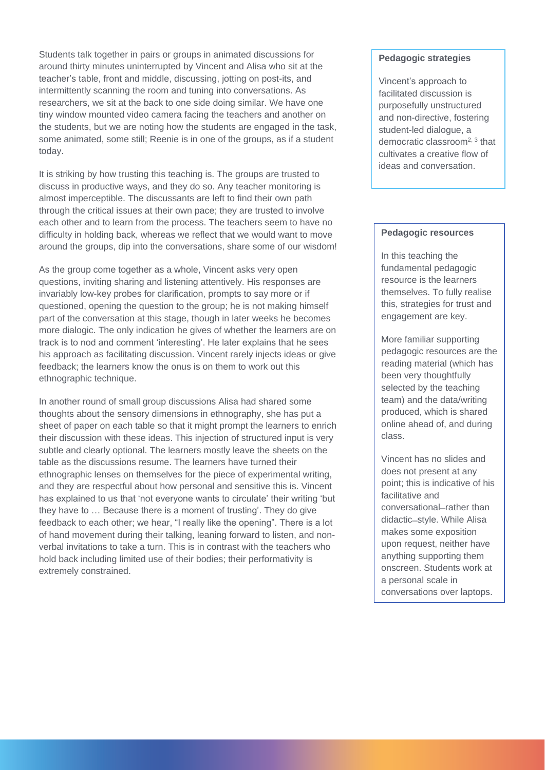Students talk together in pairs or groups in animated discussions for around thirty minutes uninterrupted by Vincent and Alisa who sit at the teacher's table, front and middle, discussing, jotting on post-its, and intermittently scanning the room and tuning into conversations. As researchers, we sit at the back to one side doing similar. We have one tiny window mounted video camera facing the teachers and another on the students, but we are noting how the students are engaged in the task, some animated, some still; Reenie is in one of the groups, as if a student today.

It is striking by how trusting this teaching is. The groups are trusted to discuss in productive ways, and they do so. Any teacher monitoring is almost imperceptible. The discussants are left to find their own path through the critical issues at their own pace; they are trusted to involve each other and to learn from the process. The teachers seem to have no difficulty in holding back, whereas we reflect that we would want to move around the groups, dip into the conversations, share some of our wisdom!

As the group come together as a whole, Vincent asks very open questions, inviting sharing and listening attentively. His responses are invariably low-key probes for clarification, prompts to say more or if questioned, opening the question to the group; he is not making himself part of the conversation at this stage, though in later weeks he becomes more dialogic. The only indication he gives of whether the learners are on track is to nod and comment 'interesting'. He later explains that he sees his approach as facilitating discussion. Vincent rarely injects ideas or give feedback; the learners know the onus is on them to work out this ethnographic technique.

In another round of small group discussions Alisa had shared some thoughts about the sensory dimensions in ethnography, she has put a sheet of paper on each table so that it might prompt the learners to enrich their discussion with these ideas. This injection of structured input is very subtle and clearly optional. The learners mostly leave the sheets on the table as the discussions resume. The learners have turned their ethnographic lenses on themselves for the piece of experimental writing, and they are respectful about how personal and sensitive this is. Vincent has explained to us that 'not everyone wants to circulate' their writing 'but they have to … Because there is a moment of trusting'. They do give feedback to each other; we hear, "I really like the opening". There is a lot of hand movement during their talking, leaning forward to listen, and non-verbal invitations to take a turn. This is in contrast with the teachers who hold back including limited use of their bodies; their performativity is extremely constrained.

**Pedagogic strategies**

Vincent's approach to facilitated discussion is purposefully unstructured and non-directive, fostering student-led dialogue, a democratic classroom[2, 3] that cultivates a creative flow of ideas and conversation.

**Pedagogic resources**

In this teaching the fundamental pedagogic resource is the learners themselves. To fully realise this, strategies for trust and engagement are key.

More familiar supporting pedagogic resources are the reading material (which has been very thoughtfully selected by the teaching team) and the data/writing produced, which is shared online ahead of, and during class.

Vincent has no slides and does not present at any point; this is indicative of his facilitative and conversational–rather than didactic–style. While Alisa makes some exposition upon request, neither have anything supporting them onscreen. Students work at a personal scale in conversations over laptops.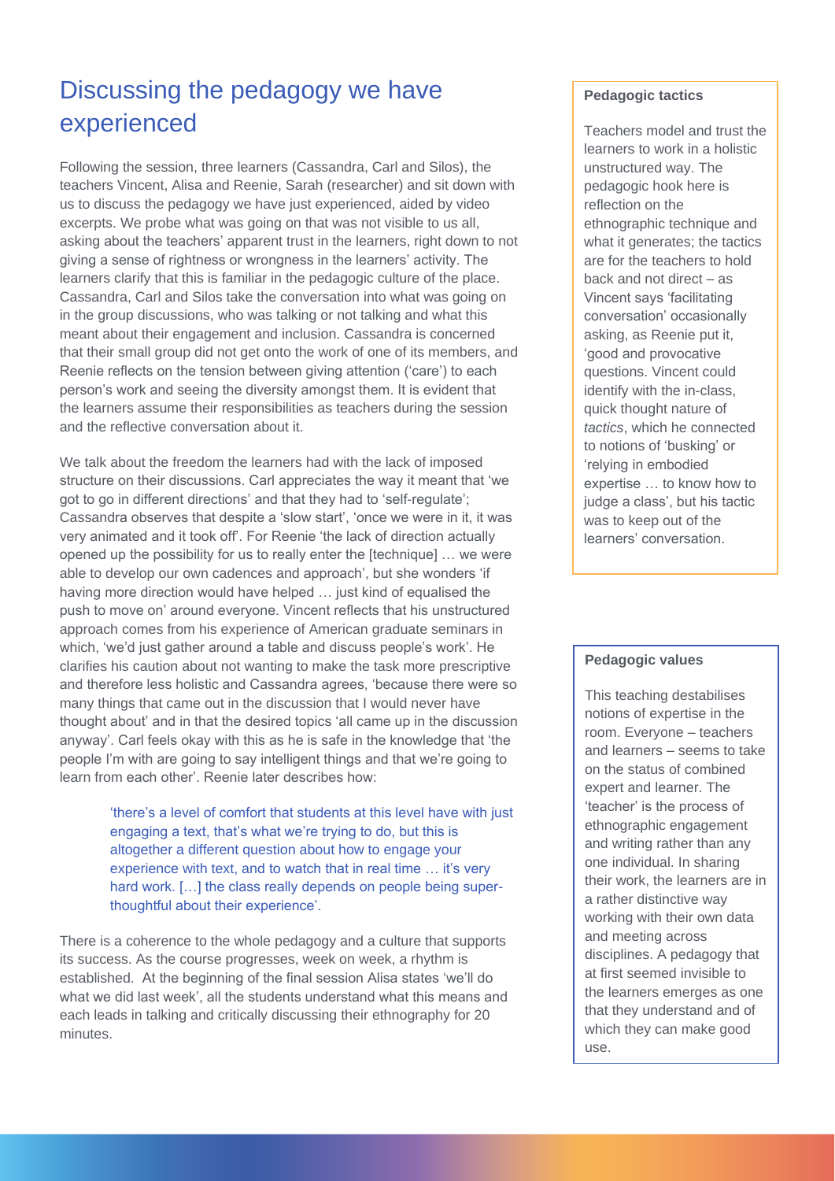# Discussing the pedagogy we have experienced

Following the session, three learners (Cassandra, Carl and Silos), the teachers Vincent, Alisa and Reenie, Sarah (researcher) and sit down with us to discuss the pedagogy we have just experienced, aided by video excerpts. We probe what was going on that was not visible to us all, asking about the teachers' apparent trust in the learners, right down to not giving a sense of rightness or wrongness in the learners' activity. The learners clarify that this is familiar in the pedagogic culture of the place. Cassandra, Carl and Silos take the conversation into what was going on in the group discussions, who was talking or not talking and what this meant about their engagement and inclusion. Cassandra is concerned that their small group did not get onto the work of one of its members, and Reenie reflects on the tension between giving attention ('care') to each person's work and seeing the diversity amongst them. It is evident that the learners assume their responsibilities as teachers during the session and the reflective conversation about it.

We talk about the freedom the learners had with the lack of imposed structure on their discussions. Carl appreciates the way it meant that 'we got to go in different directions' and that they had to 'self-regulate'; Cassandra observes that despite a 'slow start', 'once we were in it, it was very animated and it took off'. For Reenie 'the lack of direction actually opened up the possibility for us to really enter the [technique] … we were able to develop our own cadences and approach', but she wonders 'if having more direction would have helped … just kind of equalised the push to move on' around everyone. Vincent reflects that his unstructured approach comes from his experience of American graduate seminars in which, 'we'd just gather around a table and discuss people's work'. He clarifies his caution about not wanting to make the task more prescriptive and therefore less holistic and Cassandra agrees, 'because there were so many things that came out in the discussion that I would never have thought about' and in that the desired topics 'all came up in the discussion anyway'. Carl feels okay with this as he is safe in the knowledge that 'the people I'm with are going to say intelligent things and that we're going to learn from each other'. Reenie later describes how:

> 'there's a level of comfort that students at this level have with just engaging a text, that's what we're trying to do, but this is altogether a different question about how to engage your experience with text, and to watch that in real time … it's very hard work. […] the class really depends on people being super-thoughtful about their experience'.

There is a coherence to the whole pedagogy and a culture that supports its success. As the course progresses, week on week, a rhythm is established. At the beginning of the final session Alisa states 'we'll do what we did last week', all the students understand what this means and each leads in talking and critically discussing their ethnography for 20 minutes.

**Pedagogic tactics**

Teachers model and trust the learners to work in a holistic unstructured way. The pedagogic hook here is reflection on the ethnographic technique and what it generates; the tactics are for the teachers to hold back and not direct – as Vincent says 'facilitating conversation' occasionally asking, as Reenie put it, 'good and provocative questions. Vincent could identify with the in-class, quick thought nature of *tactics*, which he connected to notions of 'busking' or 'relying in embodied expertise … to know how to judge a class', but his tactic was to keep out of the learners' conversation.

**Pedagogic values**

This teaching destabilises notions of expertise in the room. Everyone – teachers and learners – seems to take on the status of combined expert and learner. The 'teacher' is the process of ethnographic engagement and writing rather than any one individual. In sharing their work, the learners are in a rather distinctive way working with their own data and meeting across disciplines. A pedagogy that at first seemed invisible to the learners emerges as one that they understand and of which they can make good use.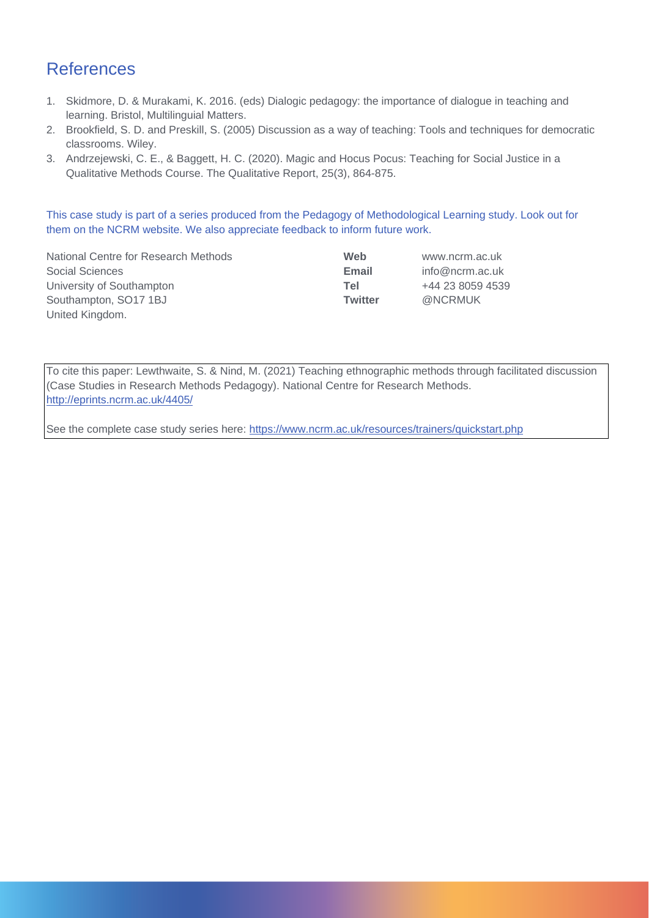## References

1. Skidmore, D. & Murakami, K. 2016. (eds) Dialogic pedagogy: the importance of dialogue in teaching and learning. Bristol, Multilinguial Matters.
2. Brookfield, S. D. and Preskill, S. (2005) Discussion as a way of teaching: Tools and techniques for democratic classrooms. Wiley.
3. Andrzejewski, C. E., & Baggett, H. C. (2020). Magic and Hocus Pocus: Teaching for Social Justice in a Qualitative Methods Course. The Qualitative Report, 25(3), 864-875.

This case study is part of a series produced from the Pedagogy of Methodological Learning study. Look out for them on the NCRM website. We also appreciate feedback to inform future work.

National Centre for Research Methods
Social Sciences
University of Southampton
Southampton, SO17 1BJ
United Kingdom.

**Web** www.ncrm.ac.uk
**Email** info@ncrm.ac.uk
**Tel** +44 23 8059 4539
**Twitter** @NCRMUK

To cite this paper: Lewthwaite, S. & Nind, M. (2021) Teaching ethnographic methods through facilitated discussion (Case Studies in Research Methods Pedagogy). National Centre for Research Methods. http://eprints.ncrm.ac.uk/4405/

See the complete case study series here: https://www.ncrm.ac.uk/resources/trainers/quickstart.php